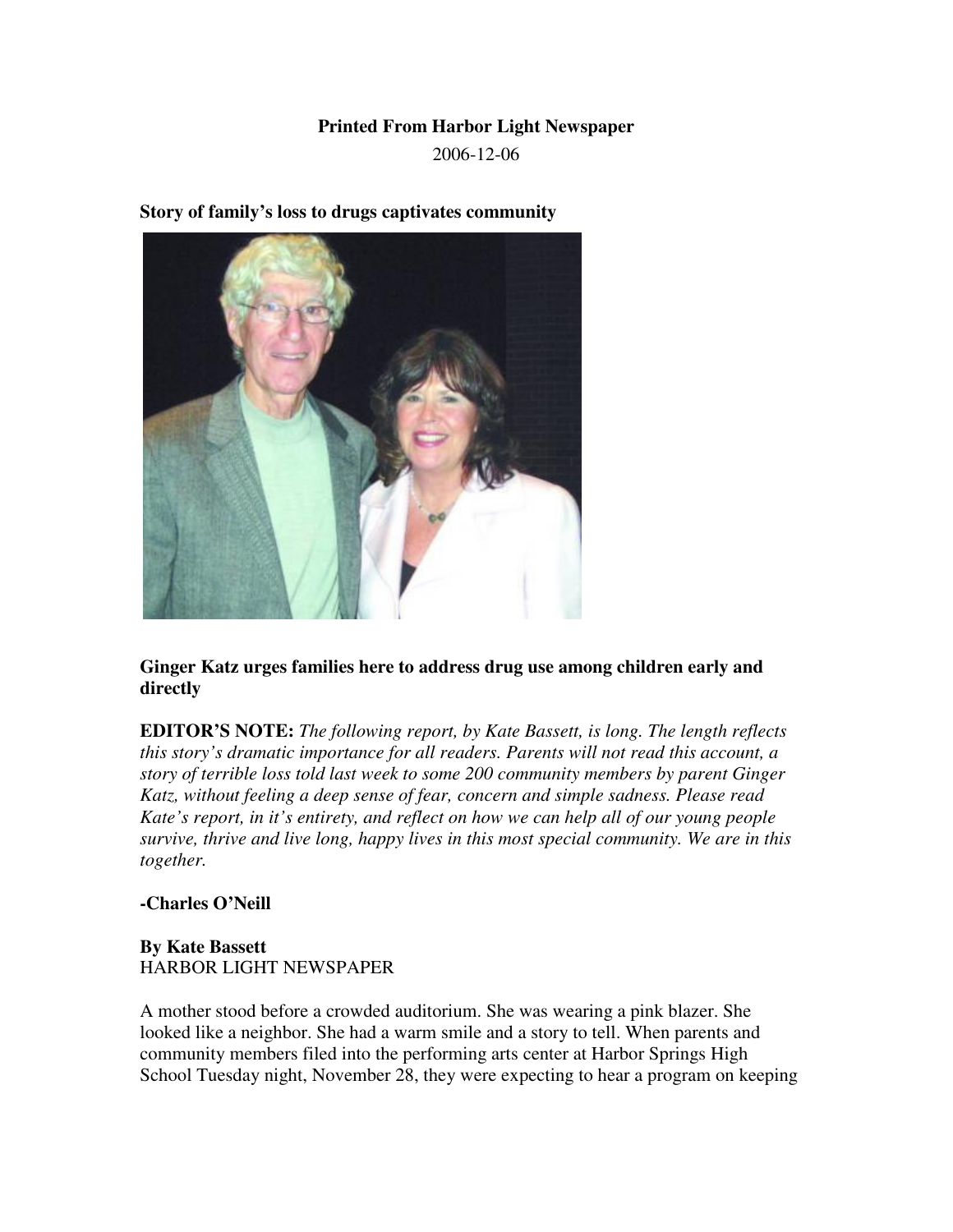**Printed From Harbor Light Newspaper**

2006-12-06

**Story of family's loss to drugs captivates community**

**Ginger Katz urges families here to address drug use among children early and directly**

**EDITOR'S NOTE:** *The following report, by Kate Bassett, is long. The length reflects this story's dramatic importance for all readers. Parents will not read this account, a story of terrible loss told last week to some 200 community members by parent Ginger Katz, without feeling a deep sense of fear, concern and simple sadness. Please read Kate's report, in it's entirety, and reflect on how we can help all of our young people survive, thrive and live long, happy lives in this most special community. We are in this together.*

**-Charles O'Neill**

**By Kate Bassett**
HARBOR LIGHT NEWSPAPER

A mother stood before a crowded auditorium. She was wearing a pink blazer. She looked like a neighbor. She had a warm smile and a story to tell. When parents and community members filed into the performing arts center at Harbor Springs High School Tuesday night, November 28, they were expecting to hear a program on keeping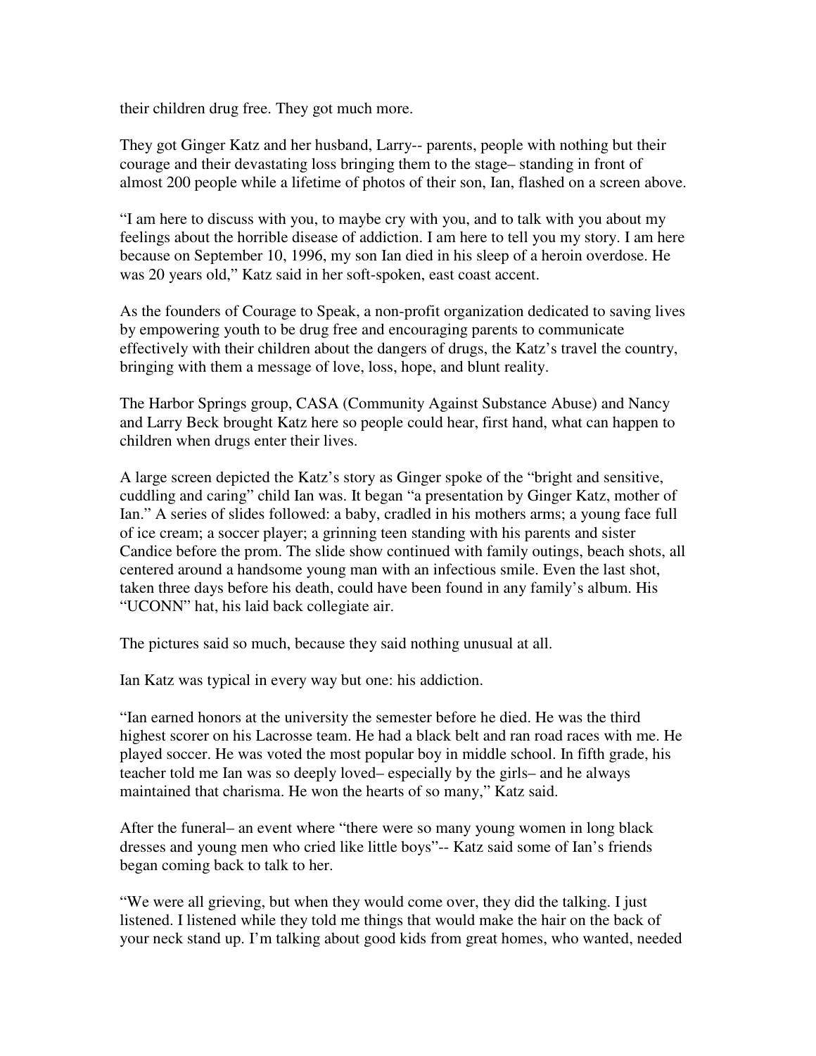their children drug free. They got much more.

They got Ginger Katz and her husband, Larry-- parents, people with nothing but their courage and their devastating loss bringing them to the stage– standing in front of almost 200 people while a lifetime of photos of their son, Ian, flashed on a screen above.

"I am here to discuss with you, to maybe cry with you, and to talk with you about my feelings about the horrible disease of addiction. I am here to tell you my story. I am here because on September 10, 1996, my son Ian died in his sleep of a heroin overdose. He was 20 years old," Katz said in her soft-spoken, east coast accent.

As the founders of Courage to Speak, a non-profit organization dedicated to saving lives by empowering youth to be drug free and encouraging parents to communicate effectively with their children about the dangers of drugs, the Katz's travel the country, bringing with them a message of love, loss, hope, and blunt reality.

The Harbor Springs group, CASA (Community Against Substance Abuse) and Nancy and Larry Beck brought Katz here so people could hear, first hand, what can happen to children when drugs enter their lives.

A large screen depicted the Katz's story as Ginger spoke of the "bright and sensitive, cuddling and caring" child Ian was. It began "a presentation by Ginger Katz, mother of Ian." A series of slides followed: a baby, cradled in his mothers arms; a young face full of ice cream; a soccer player; a grinning teen standing with his parents and sister Candice before the prom. The slide show continued with family outings, beach shots, all centered around a handsome young man with an infectious smile. Even the last shot, taken three days before his death, could have been found in any family's album. His "UCONN" hat, his laid back collegiate air.

The pictures said so much, because they said nothing unusual at all.

Ian Katz was typical in every way but one: his addiction.

"Ian earned honors at the university the semester before he died. He was the third highest scorer on his Lacrosse team. He had a black belt and ran road races with me. He played soccer. He was voted the most popular boy in middle school. In fifth grade, his teacher told me Ian was so deeply loved– especially by the girls– and he always maintained that charisma. He won the hearts of so many," Katz said.

After the funeral– an event where "there were so many young women in long black dresses and young men who cried like little boys"-- Katz said some of Ian's friends began coming back to talk to her.

"We were all grieving, but when they would come over, they did the talking. I just listened. I listened while they told me things that would make the hair on the back of your neck stand up. I'm talking about good kids from great homes, who wanted, needed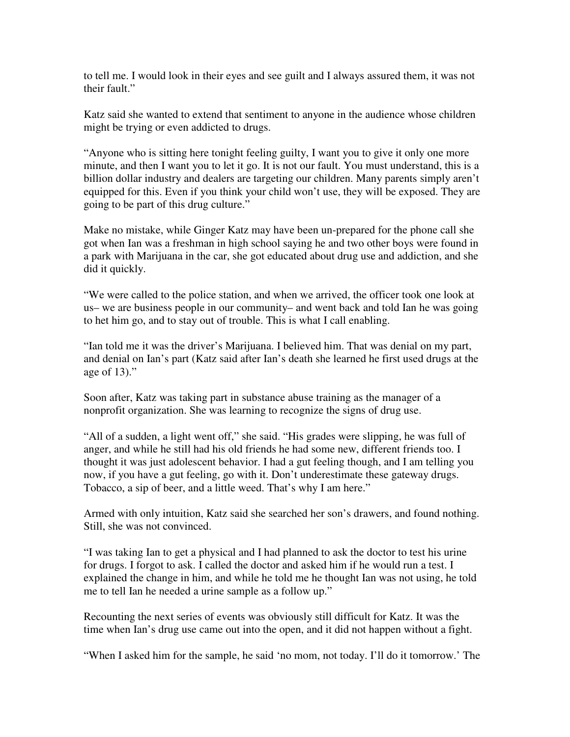to tell me. I would look in their eyes and see guilt and I always assured them, it was not their fault."

Katz said she wanted to extend that sentiment to anyone in the audience whose children might be trying or even addicted to drugs.

"Anyone who is sitting here tonight feeling guilty, I want you to give it only one more minute, and then I want you to let it go. It is not our fault. You must understand, this is a billion dollar industry and dealers are targeting our children. Many parents simply aren't equipped for this. Even if you think your child won't use, they will be exposed. They are going to be part of this drug culture."

Make no mistake, while Ginger Katz may have been un-prepared for the phone call she got when Ian was a freshman in high school saying he and two other boys were found in a park with Marijuana in the car, she got educated about drug use and addiction, and she did it quickly.

"We were called to the police station, and when we arrived, the officer took one look at us– we are business people in our community– and went back and told Ian he was going to het him go, and to stay out of trouble. This is what I call enabling.

"Ian told me it was the driver's Marijuana. I believed him. That was denial on my part, and denial on Ian's part (Katz said after Ian's death she learned he first used drugs at the age of 13)."

Soon after, Katz was taking part in substance abuse training as the manager of a nonprofit organization. She was learning to recognize the signs of drug use.

"All of a sudden, a light went off," she said. "His grades were slipping, he was full of anger, and while he still had his old friends he had some new, different friends too. I thought it was just adolescent behavior. I had a gut feeling though, and I am telling you now, if you have a gut feeling, go with it. Don't underestimate these gateway drugs. Tobacco, a sip of beer, and a little weed. That's why I am here."

Armed with only intuition, Katz said she searched her son's drawers, and found nothing. Still, she was not convinced.

"I was taking Ian to get a physical and I had planned to ask the doctor to test his urine for drugs. I forgot to ask. I called the doctor and asked him if he would run a test. I explained the change in him, and while he told me he thought Ian was not using, he told me to tell Ian he needed a urine sample as a follow up."

Recounting the next series of events was obviously still difficult for Katz. It was the time when Ian's drug use came out into the open, and it did not happen without a fight.

"When I asked him for the sample, he said 'no mom, not today. I'll do it tomorrow.' The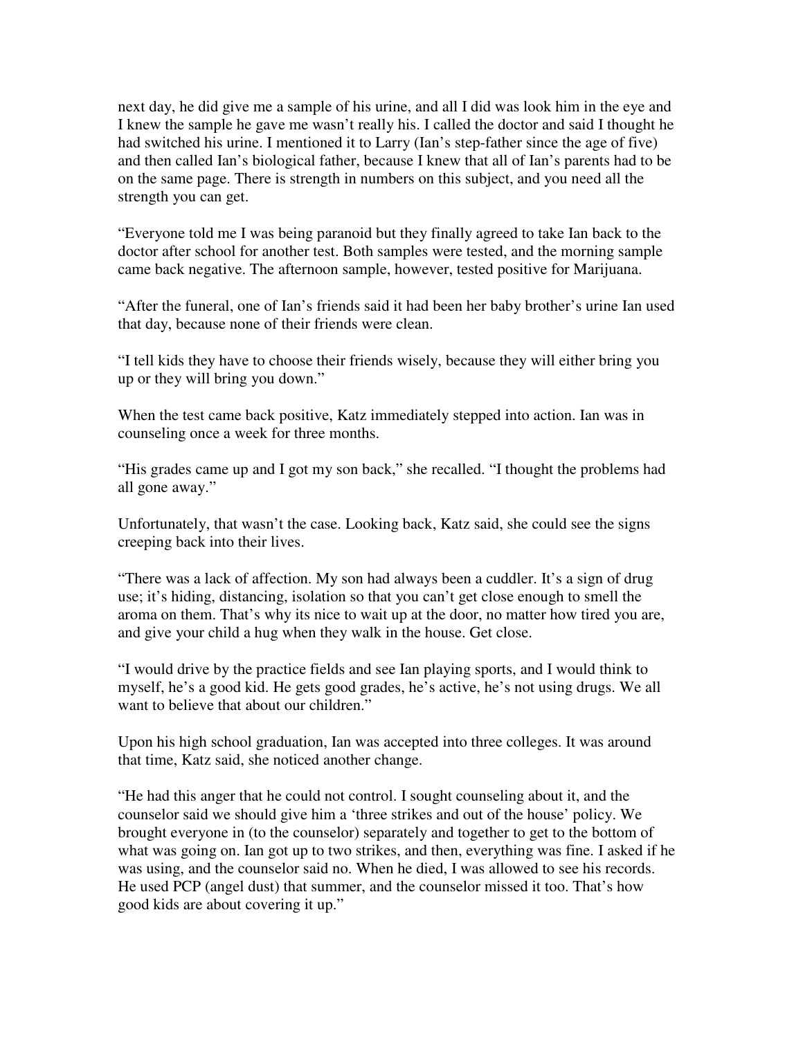next day, he did give me a sample of his urine, and all I did was look him in the eye and I knew the sample he gave me wasn't really his. I called the doctor and said I thought he had switched his urine. I mentioned it to Larry (Ian's step-father since the age of five) and then called Ian's biological father, because I knew that all of Ian's parents had to be on the same page. There is strength in numbers on this subject, and you need all the strength you can get.

"Everyone told me I was being paranoid but they finally agreed to take Ian back to the doctor after school for another test. Both samples were tested, and the morning sample came back negative. The afternoon sample, however, tested positive for Marijuana.

"After the funeral, one of Ian's friends said it had been her baby brother's urine Ian used that day, because none of their friends were clean.

"I tell kids they have to choose their friends wisely, because they will either bring you up or they will bring you down."

When the test came back positive, Katz immediately stepped into action. Ian was in counseling once a week for three months.

"His grades came up and I got my son back," she recalled. "I thought the problems had all gone away."

Unfortunately, that wasn't the case. Looking back, Katz said, she could see the signs creeping back into their lives.

"There was a lack of affection. My son had always been a cuddler. It's a sign of drug use; it's hiding, distancing, isolation so that you can't get close enough to smell the aroma on them. That's why its nice to wait up at the door, no matter how tired you are, and give your child a hug when they walk in the house. Get close.

"I would drive by the practice fields and see Ian playing sports, and I would think to myself, he's a good kid. He gets good grades, he's active, he's not using drugs. We all want to believe that about our children."

Upon his high school graduation, Ian was accepted into three colleges. It was around that time, Katz said, she noticed another change.

"He had this anger that he could not control. I sought counseling about it, and the counselor said we should give him a 'three strikes and out of the house' policy. We brought everyone in (to the counselor) separately and together to get to the bottom of what was going on. Ian got up to two strikes, and then, everything was fine. I asked if he was using, and the counselor said no. When he died, I was allowed to see his records. He used PCP (angel dust) that summer, and the counselor missed it too. That's how good kids are about covering it up."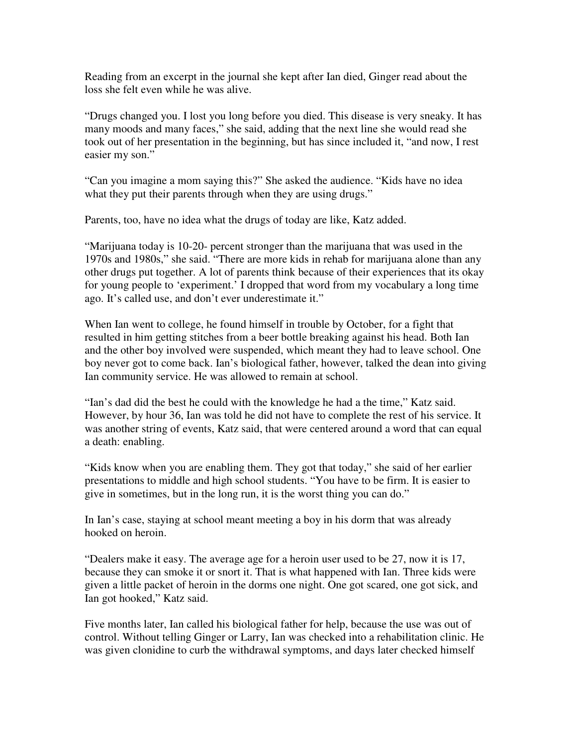Reading from an excerpt in the journal she kept after Ian died, Ginger read about the loss she felt even while he was alive.

"Drugs changed you. I lost you long before you died. This disease is very sneaky. It has many moods and many faces," she said, adding that the next line she would read she took out of her presentation in the beginning, but has since included it, "and now, I rest easier my son."

"Can you imagine a mom saying this?" She asked the audience. "Kids have no idea what they put their parents through when they are using drugs."

Parents, too, have no idea what the drugs of today are like, Katz added.

"Marijuana today is 10-20- percent stronger than the marijuana that was used in the 1970s and 1980s," she said. "There are more kids in rehab for marijuana alone than any other drugs put together. A lot of parents think because of their experiences that its okay for young people to 'experiment.' I dropped that word from my vocabulary a long time ago. It's called use, and don't ever underestimate it."

When Ian went to college, he found himself in trouble by October, for a fight that resulted in him getting stitches from a beer bottle breaking against his head. Both Ian and the other boy involved were suspended, which meant they had to leave school. One boy never got to come back. Ian's biological father, however, talked the dean into giving Ian community service. He was allowed to remain at school.

"Ian's dad did the best he could with the knowledge he had a the time," Katz said. However, by hour 36, Ian was told he did not have to complete the rest of his service. It was another string of events, Katz said, that were centered around a word that can equal a death: enabling.

"Kids know when you are enabling them. They got that today," she said of her earlier presentations to middle and high school students. "You have to be firm. It is easier to give in sometimes, but in the long run, it is the worst thing you can do."

In Ian's case, staying at school meant meeting a boy in his dorm that was already hooked on heroin.

"Dealers make it easy. The average age for a heroin user used to be 27, now it is 17, because they can smoke it or snort it. That is what happened with Ian. Three kids were given a little packet of heroin in the dorms one night. One got scared, one got sick, and Ian got hooked," Katz said.

Five months later, Ian called his biological father for help, because the use was out of control. Without telling Ginger or Larry, Ian was checked into a rehabilitation clinic. He was given clonidine to curb the withdrawal symptoms, and days later checked himself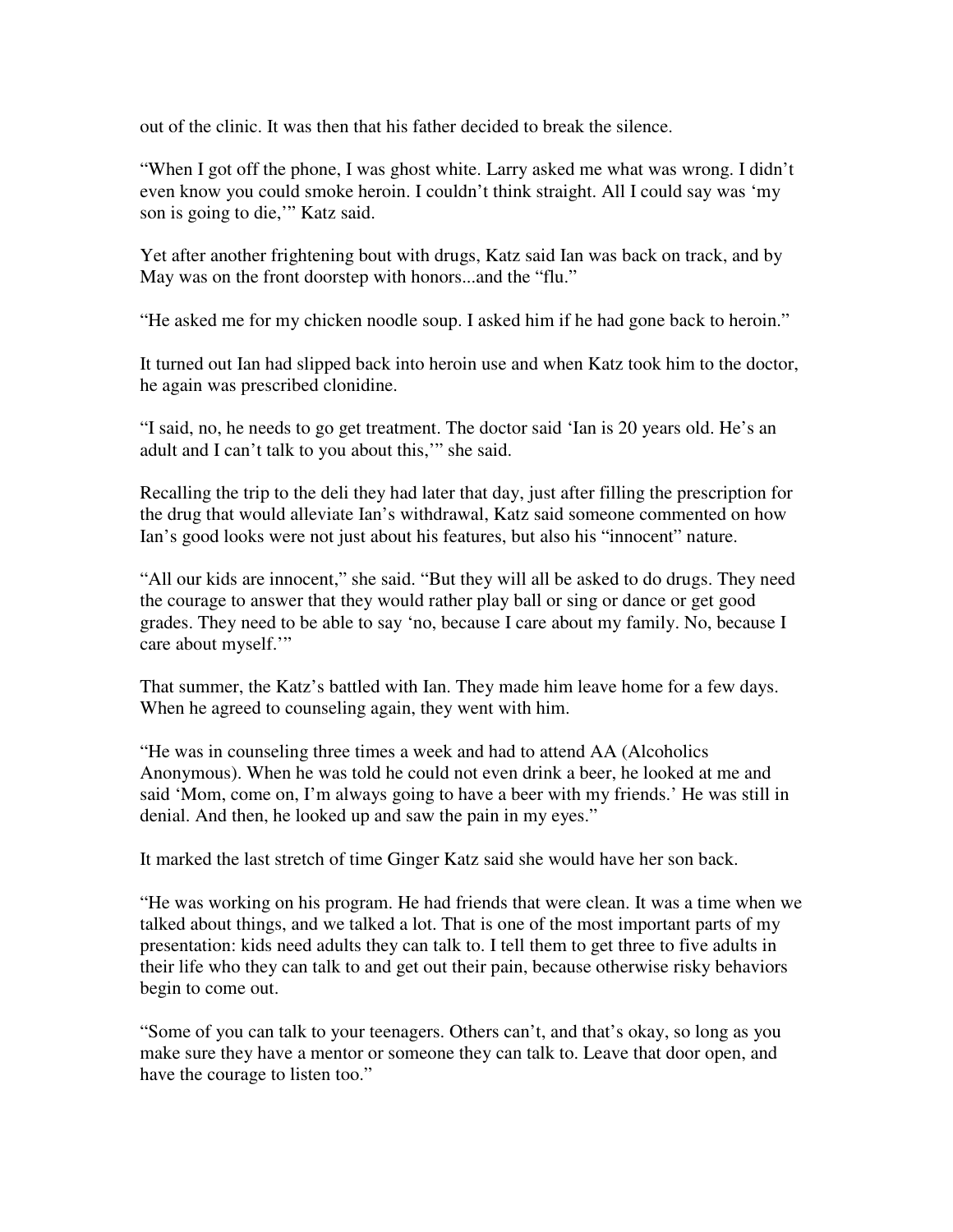out of the clinic. It was then that his father decided to break the silence.

"When I got off the phone, I was ghost white. Larry asked me what was wrong. I didn't even know you could smoke heroin. I couldn't think straight. All I could say was 'my son is going to die,'" Katz said.

Yet after another frightening bout with drugs, Katz said Ian was back on track, and by May was on the front doorstep with honors...and the "flu."

"He asked me for my chicken noodle soup. I asked him if he had gone back to heroin."

It turned out Ian had slipped back into heroin use and when Katz took him to the doctor, he again was prescribed clonidine.

"I said, no, he needs to go get treatment. The doctor said 'Ian is 20 years old. He's an adult and I can't talk to you about this,'" she said.

Recalling the trip to the deli they had later that day, just after filling the prescription for the drug that would alleviate Ian's withdrawal, Katz said someone commented on how Ian's good looks were not just about his features, but also his "innocent" nature.

"All our kids are innocent," she said. "But they will all be asked to do drugs. They need the courage to answer that they would rather play ball or sing or dance or get good grades. They need to be able to say 'no, because I care about my family. No, because I care about myself.'"

That summer, the Katz's battled with Ian. They made him leave home for a few days. When he agreed to counseling again, they went with him.

"He was in counseling three times a week and had to attend AA (Alcoholics Anonymous). When he was told he could not even drink a beer, he looked at me and said 'Mom, come on, I'm always going to have a beer with my friends.' He was still in denial. And then, he looked up and saw the pain in my eyes."

It marked the last stretch of time Ginger Katz said she would have her son back.

"He was working on his program. He had friends that were clean. It was a time when we talked about things, and we talked a lot. That is one of the most important parts of my presentation: kids need adults they can talk to. I tell them to get three to five adults in their life who they can talk to and get out their pain, because otherwise risky behaviors begin to come out.

"Some of you can talk to your teenagers. Others can't, and that's okay, so long as you make sure they have a mentor or someone they can talk to. Leave that door open, and have the courage to listen too."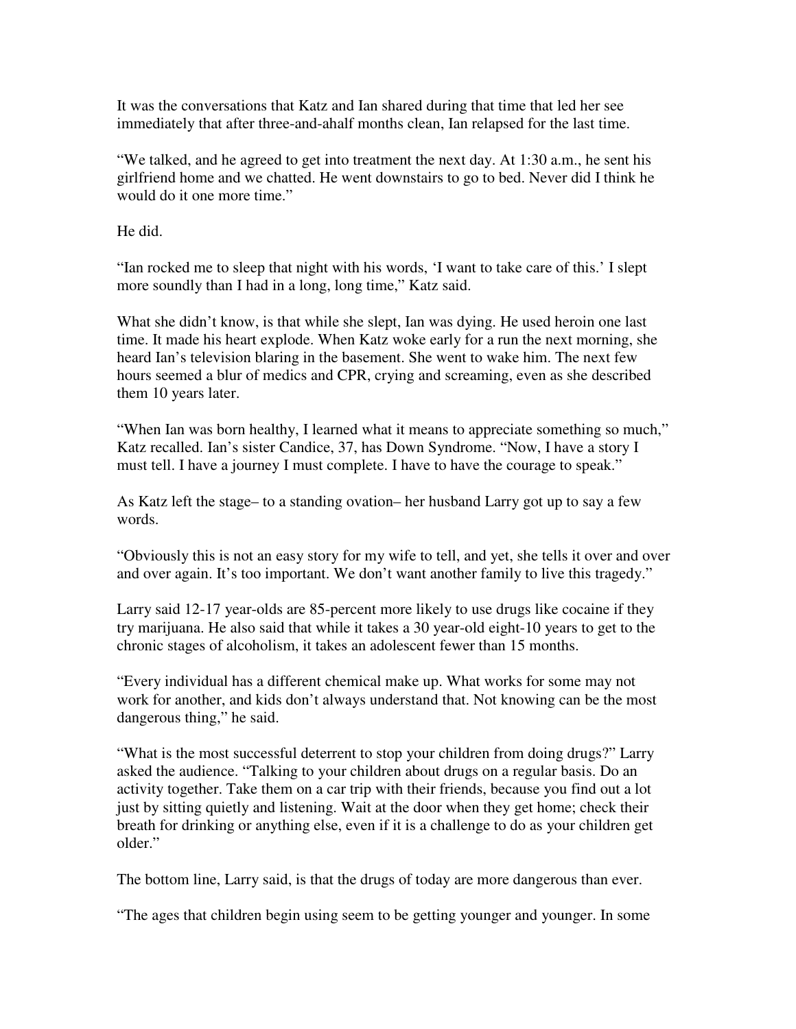It was the conversations that Katz and Ian shared during that time that led her see immediately that after three-and-ahalf months clean, Ian relapsed for the last time.

"We talked, and he agreed to get into treatment the next day. At 1:30 a.m., he sent his girlfriend home and we chatted. He went downstairs to go to bed. Never did I think he would do it one more time."

He did.

"Ian rocked me to sleep that night with his words, 'I want to take care of this.' I slept more soundly than I had in a long, long time," Katz said.

What she didn't know, is that while she slept, Ian was dying. He used heroin one last time. It made his heart explode. When Katz woke early for a run the next morning, she heard Ian's television blaring in the basement. She went to wake him. The next few hours seemed a blur of medics and CPR, crying and screaming, even as she described them 10 years later.

"When Ian was born healthy, I learned what it means to appreciate something so much," Katz recalled. Ian's sister Candice, 37, has Down Syndrome. "Now, I have a story I must tell. I have a journey I must complete. I have to have the courage to speak."

As Katz left the stage– to a standing ovation– her husband Larry got up to say a few words.

"Obviously this is not an easy story for my wife to tell, and yet, she tells it over and over and over again. It's too important. We don't want another family to live this tragedy."

Larry said 12-17 year-olds are 85-percent more likely to use drugs like cocaine if they try marijuana. He also said that while it takes a 30 year-old eight-10 years to get to the chronic stages of alcoholism, it takes an adolescent fewer than 15 months.

"Every individual has a different chemical make up. What works for some may not work for another, and kids don't always understand that. Not knowing can be the most dangerous thing," he said.

"What is the most successful deterrent to stop your children from doing drugs?" Larry asked the audience. "Talking to your children about drugs on a regular basis. Do an activity together. Take them on a car trip with their friends, because you find out a lot just by sitting quietly and listening. Wait at the door when they get home; check their breath for drinking or anything else, even if it is a challenge to do as your children get older."

The bottom line, Larry said, is that the drugs of today are more dangerous than ever.

"The ages that children begin using seem to be getting younger and younger. In some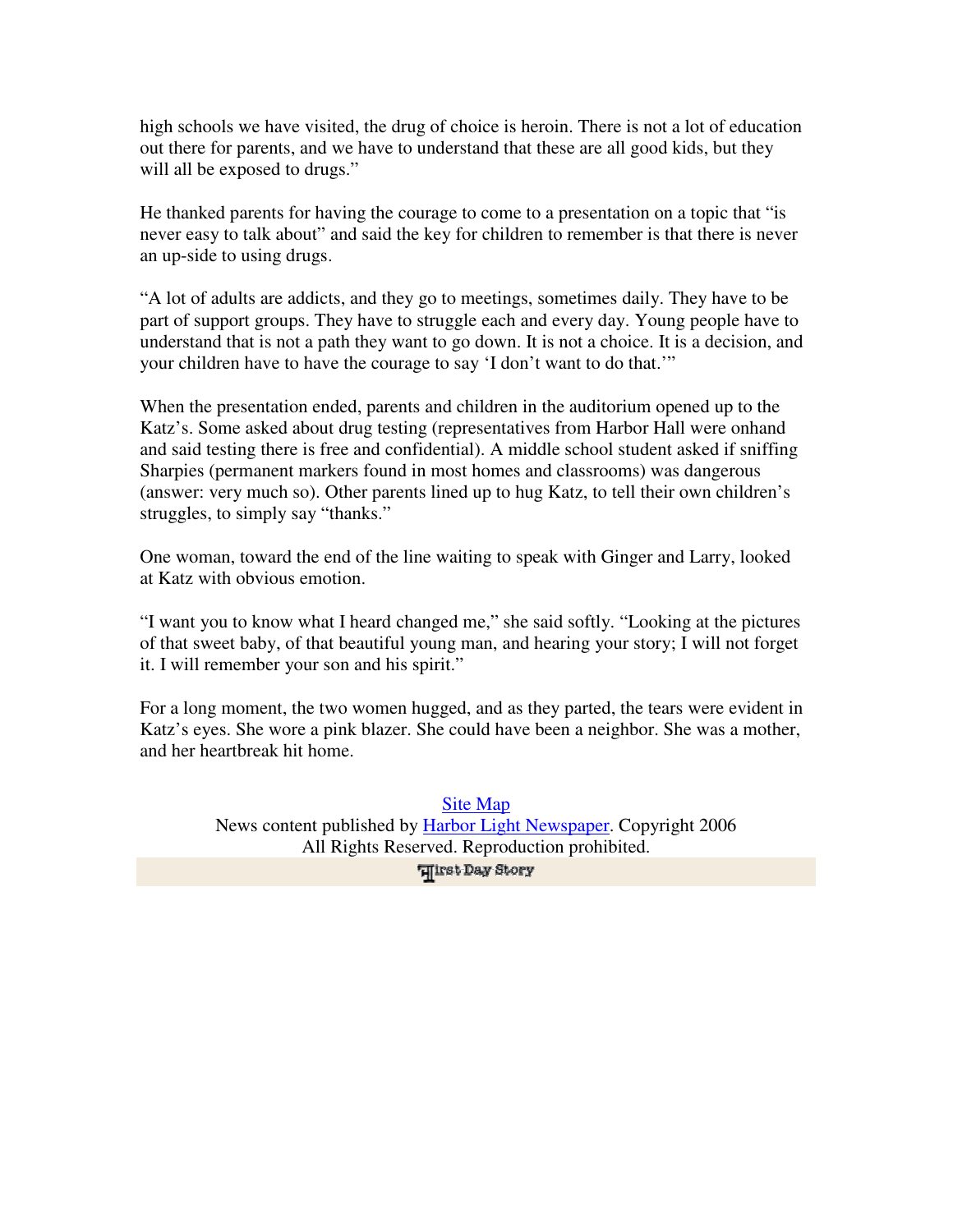high schools we have visited, the drug of choice is heroin. There is not a lot of education out there for parents, and we have to understand that these are all good kids, but they will all be exposed to drugs."

He thanked parents for having the courage to come to a presentation on a topic that "is never easy to talk about" and said the key for children to remember is that there is never an up-side to using drugs.

"A lot of adults are addicts, and they go to meetings, sometimes daily. They have to be part of support groups. They have to struggle each and every day. Young people have to understand that is not a path they want to go down. It is not a choice. It is a decision, and your children have to have the courage to say 'I don't want to do that.'"

When the presentation ended, parents and children in the auditorium opened up to the Katz's. Some asked about drug testing (representatives from Harbor Hall were onhand and said testing there is free and confidential). A middle school student asked if sniffing Sharpies (permanent markers found in most homes and classrooms) was dangerous (answer: very much so). Other parents lined up to hug Katz, to tell their own children's struggles, to simply say "thanks."

One woman, toward the end of the line waiting to speak with Ginger and Larry, looked at Katz with obvious emotion.

"I want you to know what I heard changed me," she said softly. "Looking at the pictures of that sweet baby, of that beautiful young man, and hearing your story; I will not forget it. I will remember your son and his spirit."

For a long moment, the two women hugged, and as they parted, the tears were evident in Katz's eyes. She wore a pink blazer. She could have been a neighbor. She was a mother, and her heartbreak hit home.

Site Map

News content published by Harbor Light Newspaper. Copyright 2006 All Rights Reserved. Reproduction prohibited.

First Day Story